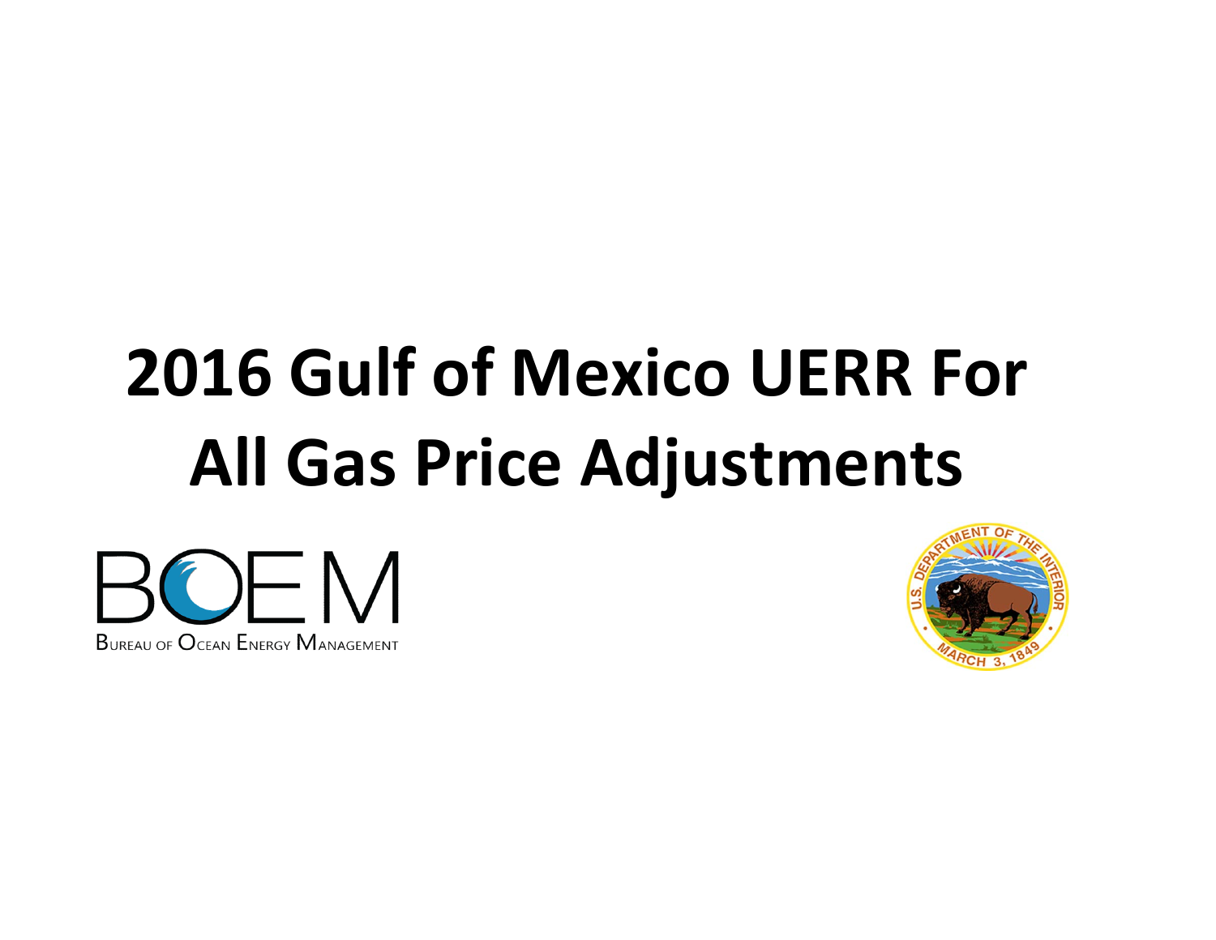# 2016 Gulf of Mexico UERR For All Gas Price Adjustments

BOEM

BUREAU OF OCEAN ENERGY MANAGEMENT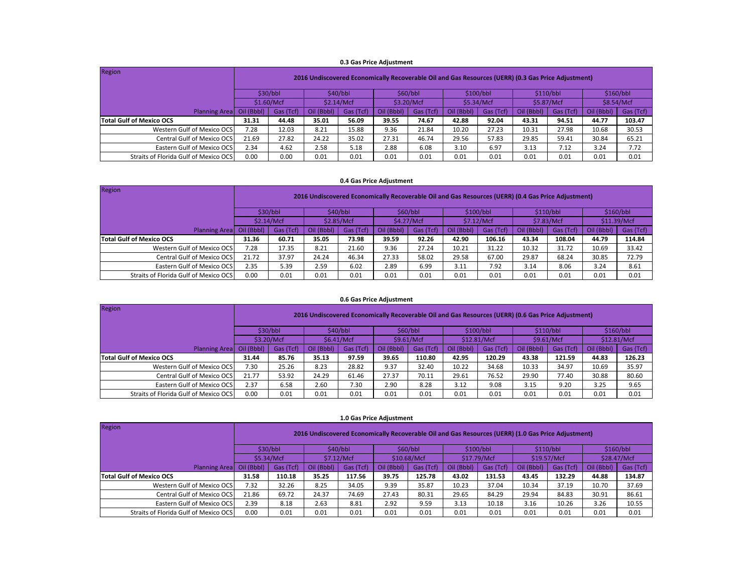**0.3 Gas Price Adjustment**

| Region | 2016 Undiscovered Economically Recoverable Oil and Gas Resources (UERR) (0.3 Gas Price Adjustment) | | | | | | | | | | | |
|---|---|---|---|---|---|---|---|---|---|---|---|---|
| | $30/bbl | | $40/bbl | | $60/bbl | | $100/bbl | | $110/bbl | | $160/bbl | |
| | $1.60/Mcf | | $2.14/Mcf | | $3.20/Mcf | | $5.34/Mcf | | $5.87/Mcf | | $8.54/Mcf | |
| Planning Area | Oil (Bbbl) | Gas (Tcf) | Oil (Bbbl) | Gas (Tcf) | Oil (Bbbl) | Gas (Tcf) | Oil (Bbbl) | Gas (Tcf) | Oil (Bbbl) | Gas (Tcf) | Oil (Bbbl) | Gas (Tcf) |
| **Total Gulf of Mexico OCS** | **31.31** | **44.48** | **35.01** | **56.09** | **39.55** | **74.67** | **42.88** | **92.04** | **43.31** | **94.51** | **44.77** | **103.47** |
| Western Gulf of Mexico OCS | 7.28 | 12.03 | 8.21 | 15.88 | 9.36 | 21.84 | 10.20 | 27.23 | 10.31 | 27.98 | 10.68 | 30.53 |
| Central Gulf of Mexico OCS | 21.69 | 27.82 | 24.22 | 35.02 | 27.31 | 46.74 | 29.56 | 57.83 | 29.85 | 59.41 | 30.84 | 65.21 |
| Eastern Gulf of Mexico OCS | 2.34 | 4.62 | 2.58 | 5.18 | 2.88 | 6.08 | 3.10 | 6.97 | 3.13 | 7.12 | 3.24 | 7.72 |
| Straits of Florida Gulf of Mexico OCS | 0.00 | 0.00 | 0.01 | 0.01 | 0.01 | 0.01 | 0.01 | 0.01 | 0.01 | 0.01 | 0.01 | 0.01 |

**0.4 Gas Price Adjustment**

| Region | 2016 Undiscovered Economically Recoverable Oil and Gas Resources (UERR) (0.4 Gas Price Adjustment) | | | | | | | | | | | |
|---|---|---|---|---|---|---|---|---|---|---|---|---|
| | $30/bbl | | $40/bbl | | $60/bbl | | $100/bbl | | $110/bbl | | $160/bbl | |
| | $2.14/Mcf | | $2.85/Mcf | | $4.27/Mcf | | $7.12/Mcf | | $7.83/Mcf | | $11.39/Mcf | |
| Planning Area | Oil (Bbbl) | Gas (Tcf) | Oil (Bbbl) | Gas (Tcf) | Oil (Bbbl) | Gas (Tcf) | Oil (Bbbl) | Gas (Tcf) | Oil (Bbbl) | Gas (Tcf) | Oil (Bbbl) | Gas (Tcf) |
| **Total Gulf of Mexico OCS** | **31.36** | **60.71** | **35.05** | **73.98** | **39.59** | **92.26** | **42.90** | **106.16** | **43.34** | **108.04** | **44.79** | **114.84** |
| Western Gulf of Mexico OCS | 7.28 | 17.35 | 8.21 | 21.60 | 9.36 | 27.24 | 10.21 | 31.22 | 10.32 | 31.72 | 10.69 | 33.42 |
| Central Gulf of Mexico OCS | 21.72 | 37.97 | 24.24 | 46.34 | 27.33 | 58.02 | 29.58 | 67.00 | 29.87 | 68.24 | 30.85 | 72.79 |
| Eastern Gulf of Mexico OCS | 2.35 | 5.39 | 2.59 | 6.02 | 2.89 | 6.99 | 3.11 | 7.92 | 3.14 | 8.06 | 3.24 | 8.61 |
| Straits of Florida Gulf of Mexico OCS | 0.00 | 0.01 | 0.01 | 0.01 | 0.01 | 0.01 | 0.01 | 0.01 | 0.01 | 0.01 | 0.01 | 0.01 |

**0.6 Gas Price Adjustment**

| Region | 2016 Undiscovered Economically Recoverable Oil and Gas Resources (UERR) (0.6 Gas Price Adjustment) | | | | | | | | | | | |
|---|---|---|---|---|---|---|---|---|---|---|---|---|
| | $30/bbl | | $40/bbl | | $60/bbl | | $100/bbl | | $110/bbl | | $160/bbl | |
| | $3.20/Mcf | | $6.41/Mcf | | $9.61/Mcf | | $12.81/Mcf | | $9.61/Mcf | | $12.81/Mcf | |
| Planning Area | Oil (Bbbl) | Gas (Tcf) | Oil (Bbbl) | Gas (Tcf) | Oil (Bbbl) | Gas (Tcf) | Oil (Bbbl) | Gas (Tcf) | Oil (Bbbl) | Gas (Tcf) | Oil (Bbbl) | Gas (Tcf) |
| **Total Gulf of Mexico OCS** | **31.44** | **85.76** | **35.13** | **97.59** | **39.65** | **110.80** | **42.95** | **120.29** | **43.38** | **121.59** | **44.83** | **126.23** |
| Western Gulf of Mexico OCS | 7.30 | 25.26 | 8.23 | 28.82 | 9.37 | 32.40 | 10.22 | 34.68 | 10.33 | 34.97 | 10.69 | 35.97 |
| Central Gulf of Mexico OCS | 21.77 | 53.92 | 24.29 | 61.46 | 27.37 | 70.11 | 29.61 | 76.52 | 29.90 | 77.40 | 30.88 | 80.60 |
| Eastern Gulf of Mexico OCS | 2.37 | 6.58 | 2.60 | 7.30 | 2.90 | 8.28 | 3.12 | 9.08 | 3.15 | 9.20 | 3.25 | 9.65 |
| Straits of Florida Gulf of Mexico OCS | 0.00 | 0.01 | 0.01 | 0.01 | 0.01 | 0.01 | 0.01 | 0.01 | 0.01 | 0.01 | 0.01 | 0.01 |

**1.0 Gas Price Adjustment**

| Region | 2016 Undiscovered Economically Recoverable Oil and Gas Resources (UERR) (1.0 Gas Price Adjustment) | | | | | | | | | | | |
|---|---|---|---|---|---|---|---|---|---|---|---|---|
| | $30/bbl | | $40/bbl | | $60/bbl | | $100/bbl | | $110/bbl | | $160/bbl | |
| | $5.34/Mcf | | $7.12/Mcf | | $10.68/Mcf | | $17.79/Mcf | | $19.57/Mcf | | $28.47/Mcf | |
| Planning Area | Oil (Bbbl) | Gas (Tcf) | Oil (Bbbl) | Gas (Tcf) | Oil (Bbbl) | Gas (Tcf) | Oil (Bbbl) | Gas (Tcf) | Oil (Bbbl) | Gas (Tcf) | Oil (Bbbl) | Gas (Tcf) |
| **Total Gulf of Mexico OCS** | **31.58** | **110.18** | **35.25** | **117.56** | **39.75** | **125.78** | **43.02** | **131.53** | **43.45** | **132.29** | **44.88** | **134.87** |
| Western Gulf of Mexico OCS | 7.32 | 32.26 | 8.25 | 34.05 | 9.39 | 35.87 | 10.23 | 37.04 | 10.34 | 37.19 | 10.70 | 37.69 |
| Central Gulf of Mexico OCS | 21.86 | 69.72 | 24.37 | 74.69 | 27.43 | 80.31 | 29.65 | 84.29 | 29.94 | 84.83 | 30.91 | 86.61 |
| Eastern Gulf of Mexico OCS | 2.39 | 8.18 | 2.63 | 8.81 | 2.92 | 9.59 | 3.13 | 10.18 | 3.16 | 10.26 | 3.26 | 10.55 |
| Straits of Florida Gulf of Mexico OCS | 0.00 | 0.01 | 0.01 | 0.01 | 0.01 | 0.01 | 0.01 | 0.01 | 0.01 | 0.01 | 0.01 | 0.01 |